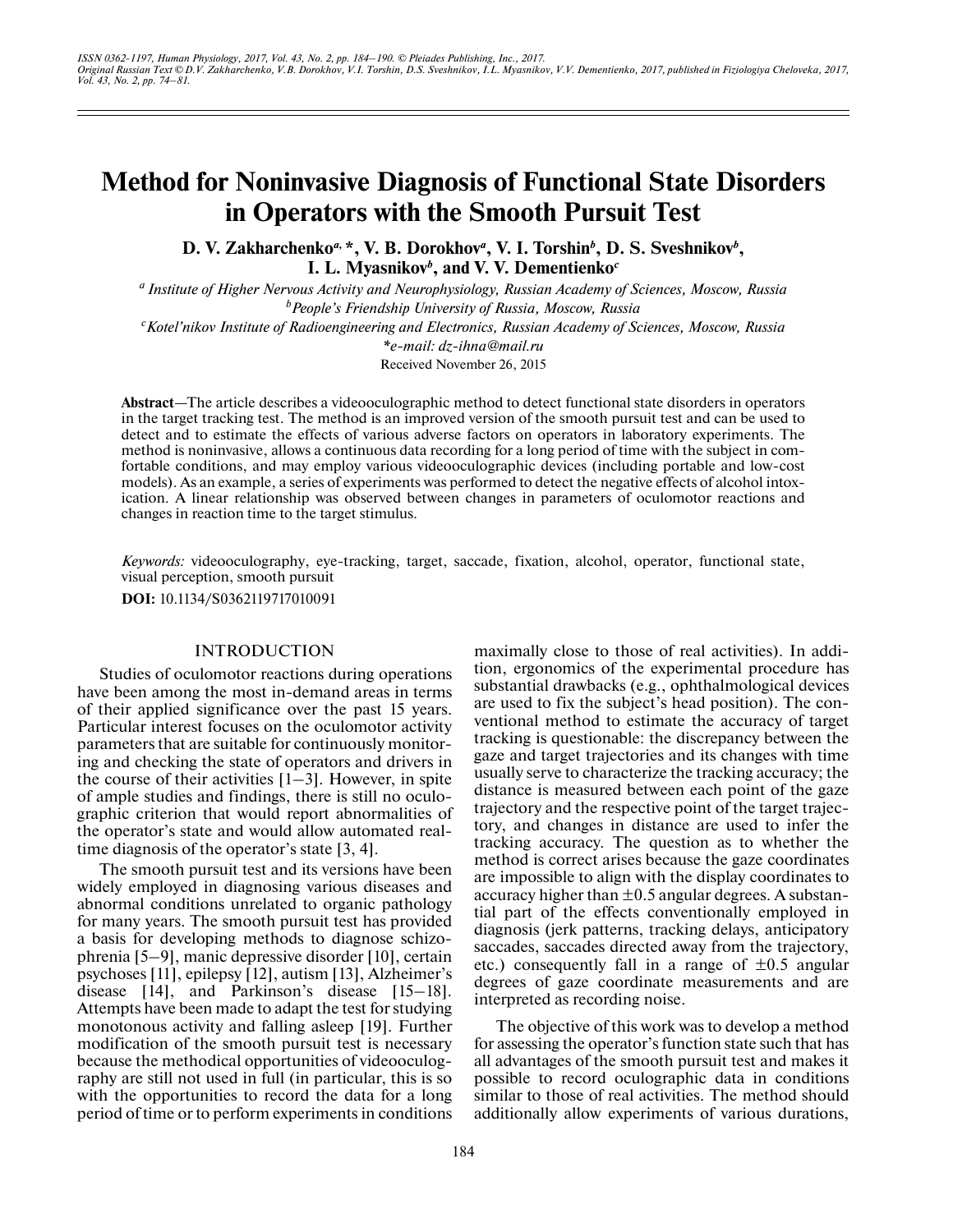ISSN 0362-1197, Human Physiology, 2017, Vol. 43, No. 2, pp. 184–190. © Pleiades Publishing, Inc., 2017.
Original Russian Text © D.V. Zakharchenko, V.B. Dorokhov, V.I. Torshin, D.S. Sveshnikov, I.L. Myasnikov, V.V. Dementienko, 2017, published in Fiziologiya Cheloveka, 2017, Vol. 43, No. 2, pp. 74–81.

# Method for Noninvasive Diagnosis of Functional State Disorders in Operators with the Smooth Pursuit Test

**D. V. Zakharchenko[a], *, V. B. Dorokhov[a], V. I. Torshin[b], D. S. Sveshnikov[b], I. L. Myasnikov[b], and V. V. Dementienko[c]**

[a] *Institute of Higher Nervous Activity and Neurophysiology, Russian Academy of Sciences, Moscow, Russia*

[b] *People's Friendship University of Russia, Moscow, Russia*

[c] *Kotel'nikov Institute of Radioengineering and Electronics, Russian Academy of Sciences, Moscow, Russia*

*\*e-mail: dz-ihna@mail.ru*

Received November 26, 2015

**Abstract**—The article describes a videooculographic method to detect functional state disorders in operators in the target tracking test. The method is an improved version of the smooth pursuit test and can be used to detect and to estimate the effects of various adverse factors on operators in laboratory experiments. The method is noninvasive, allows a continuous data recording for a long period of time with the subject in comfortable conditions, and may employ various videooculographic devices (including portable and low-cost models). As an example, a series of experiments was performed to detect the negative effects of alcohol intoxication. A linear relationship was observed between changes in parameters of oculomotor reactions and changes in reaction time to the target stimulus.

*Keywords:* videooculography, eye-tracking, target, saccade, fixation, alcohol, operator, functional state, visual perception, smooth pursuit

**DOI:** 10.1134/S0362119717010091

## INTRODUCTION

Studies of oculomotor reactions during operations have been among the most in-demand areas in terms of their applied significance over the past 15 years. Particular interest focuses on the oculomotor activity parameters that are suitable for continuously monitoring and checking the state of operators and drivers in the course of their activities [1–3]. However, in spite of ample studies and findings, there is still no oculographic criterion that would report abnormalities of the operator's state and would allow automated real-time diagnosis of the operator's state [3, 4].

The smooth pursuit test and its versions have been widely employed in diagnosing various diseases and abnormal conditions unrelated to organic pathology for many years. The smooth pursuit test has provided a basis for developing methods to diagnose schizophrenia [5–9], manic depressive disorder [10], certain psychoses [11], epilepsy [12], autism [13], Alzheimer's disease [14], and Parkinson's disease [15–18]. Attempts have been made to adapt the test for studying monotonous activity and falling asleep [19]. Further modification of the smooth pursuit test is necessary because the methodical opportunities of videooculography are still not used in full (in particular, this is so with the opportunities to record the data for a long period of time or to perform experiments in conditions maximally close to those of real activities). In addition, ergonomics of the experimental procedure has substantial drawbacks (e.g., ophthalmological devices are used to fix the subject's head position). The conventional method to estimate the accuracy of target tracking is questionable: the discrepancy between the gaze and target trajectories and its changes with time usually serve to characterize the tracking accuracy; the distance is measured between each point of the gaze trajectory and the respective point of the target trajectory, and changes in distance are used to infer the tracking accuracy. The question as to whether the method is correct arises because the gaze coordinates are impossible to align with the display coordinates to accuracy higher than ±0.5 angular degrees. A substantial part of the effects conventionally employed in diagnosis (jerk patterns, tracking delays, anticipatory saccades, saccades directed away from the trajectory, etc.) consequently fall in a range of ±0.5 angular degrees of gaze coordinate measurements and are interpreted as recording noise.

The objective of this work was to develop a method for assessing the operator's function state such that has all advantages of the smooth pursuit test and makes it possible to record oculographic data in conditions similar to those of real activities. The method should additionally allow experiments of various durations,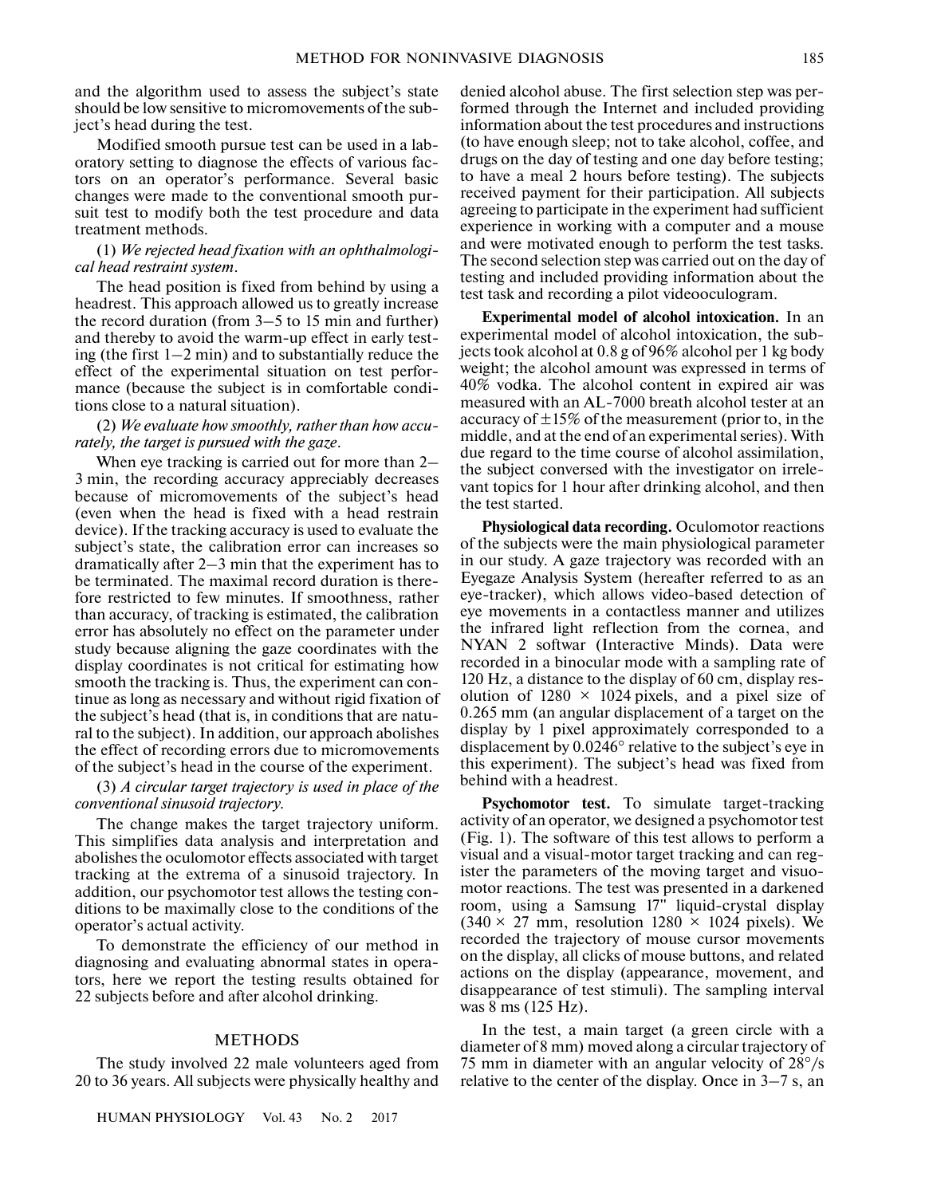and the algorithm used to assess the subject's state should be low sensitive to micromovements of the subject's head during the test.

Modified smooth pursue test can be used in a laboratory setting to diagnose the effects of various factors on an operator's performance. Several basic changes were made to the conventional smooth pursuit test to modify both the test procedure and data treatment methods.

(1) *We rejected head fixation with an ophthalmological head restraint system*.

The head position is fixed from behind by using a headrest. This approach allowed us to greatly increase the record duration (from 3–5 to 15 min and further) and thereby to avoid the warm-up effect in early testing (the first 1–2 min) and to substantially reduce the effect of the experimental situation on test performance (because the subject is in comfortable conditions close to a natural situation).

(2) *We evaluate how smoothly, rather than how accurately, the target is pursued with the gaze*.

When eye tracking is carried out for more than 2–3 min, the recording accuracy appreciably decreases because of micromovements of the subject's head (even when the head is fixed with a head restrain device). If the tracking accuracy is used to evaluate the subject's state, the calibration error can increases so dramatically after 2–3 min that the experiment has to be terminated. The maximal record duration is therefore restricted to few minutes. If smoothness, rather than accuracy, of tracking is estimated, the calibration error has absolutely no effect on the parameter under study because aligning the gaze coordinates with the display coordinates is not critical for estimating how smooth the tracking is. Thus, the experiment can continue as long as necessary and without rigid fixation of the subject's head (that is, in conditions that are natural to the subject). In addition, our approach abolishes the effect of recording errors due to micromovements of the subject's head in the course of the experiment.

(3) *A circular target trajectory is used in place of the conventional sinusoid trajectory*.

The change makes the target trajectory uniform. This simplifies data analysis and interpretation and abolishes the oculomotor effects associated with target tracking at the extrema of a sinusoid trajectory. In addition, our psychomotor test allows the testing conditions to be maximally close to the conditions of the operator's actual activity.

To demonstrate the efficiency of our method in diagnosing and evaluating abnormal states in operators, here we report the testing results obtained for 22 subjects before and after alcohol drinking.

## METHODS

The study involved 22 male volunteers aged from 20 to 36 years. All subjects were physically healthy and denied alcohol abuse. The first selection step was performed through the Internet and included providing information about the test procedures and instructions (to have enough sleep; not to take alcohol, coffee, and drugs on the day of testing and one day before testing; to have a meal 2 hours before testing). The subjects received payment for their participation. All subjects agreeing to participate in the experiment had sufficient experience in working with a computer and a mouse and were motivated enough to perform the test tasks. The second selection step was carried out on the day of testing and included providing information about the test task and recording a pilot videooculogram.

**Experimental model of alcohol intoxication.** In an experimental model of alcohol intoxication, the subjects took alcohol at 0.8 g of 96% alcohol per 1 kg body weight; the alcohol amount was expressed in terms of 40% vodka. The alcohol content in expired air was measured with an AL-7000 breath alcohol tester at an accuracy of ±15% of the measurement (prior to, in the middle, and at the end of an experimental series). With due regard to the time course of alcohol assimilation, the subject conversed with the investigator on irrelevant topics for 1 hour after drinking alcohol, and then the test started.

**Physiological data recording.** Oculomotor reactions of the subjects were the main physiological parameter in our study. A gaze trajectory was recorded with an Eyegaze Analysis System (hereafter referred to as an eye-tracker), which allows video-based detection of eye movements in a contactless manner and utilizes the infrared light reflection from the cornea, and NYAN 2 softwar (Interactive Minds). Data were recorded in a binocular mode with a sampling rate of 120 Hz, a distance to the display of 60 cm, display resolution of 1280 × 1024 pixels, and a pixel size of 0.265 mm (an angular displacement of a target on the display by 1 pixel approximately corresponded to a displacement by 0.0246° relative to the subject's eye in this experiment). The subject's head was fixed from behind with a headrest.

**Psychomotor test.** To simulate target-tracking activity of an operator, we designed a psychomotor test (Fig. 1). The software of this test allows to perform a visual and a visual-motor target tracking and can register the parameters of the moving target and visuomotor reactions. The test was presented in a darkened room, using a Samsung 17" liquid-crystal display (340 × 27 mm, resolution 1280 × 1024 pixels). We recorded the trajectory of mouse cursor movements on the display, all clicks of mouse buttons, and related actions on the display (appearance, movement, and disappearance of test stimuli). The sampling interval was 8 ms (125 Hz).

In the test, a main target (a green circle with a diameter of 8 mm) moved along a circular trajectory of 75 mm in diameter with an angular velocity of 28°/s relative to the center of the display. Once in 3–7 s, an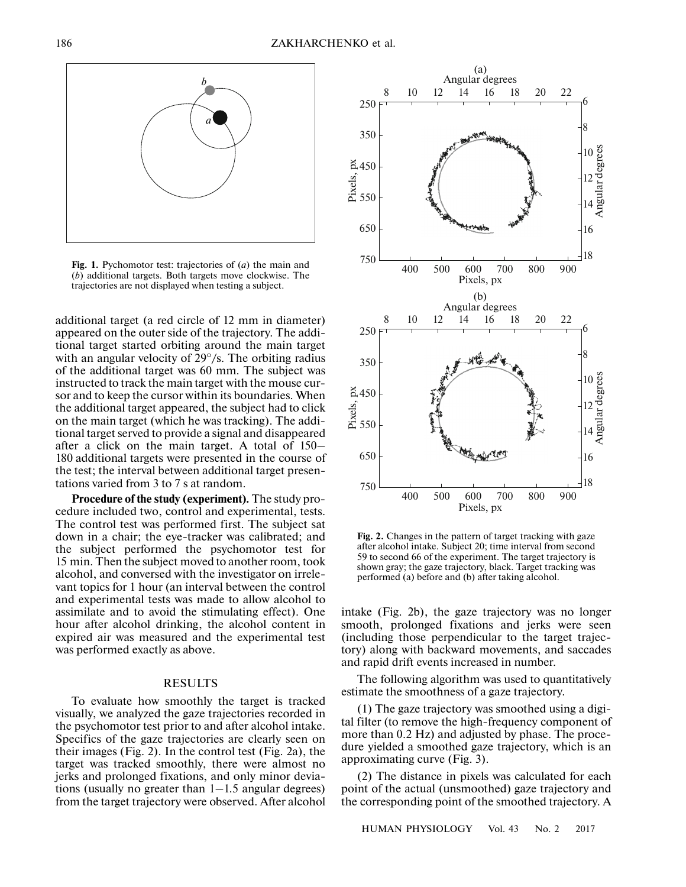Fig. 1. Pychomotor test: trajectories of (*a*) the main and (*b*) additional targets. Both targets move clockwise. The trajectories are not displayed when testing a subject.

additional target (a red circle of 12 mm in diameter) appeared on the outer side of the trajectory. The additional target started orbiting around the main target with an angular velocity of 29°/s. The orbiting radius of the additional target was 60 mm. The subject was instructed to track the main target with the mouse cursor and to keep the cursor within its boundaries. When the additional target appeared, the subject had to click on the main target (which he was tracking). The additional target served to provide a signal and disappeared after a click on the main target. A total of 150–180 additional targets were presented in the course of the test; the interval between additional target presentations varied from 3 to 7 s at random.

**Procedure of the study (experiment).** The study procedure included two, control and experimental, tests. The control test was performed first. The subject sat down in a chair; the eye-tracker was calibrated; and the subject performed the psychomotor test for 15 min. Then the subject moved to another room, took alcohol, and conversed with the investigator on irrelevant topics for 1 hour (an interval between the control and experimental tests was made to allow alcohol to assimilate and to avoid the stimulating effect). One hour after alcohol drinking, the alcohol content in expired air was measured and the experimental test was performed exactly as above.

## RESULTS

To evaluate how smoothly the target is tracked visually, we analyzed the gaze trajectories recorded in the psychomotor test prior to and after alcohol intake. Specifics of the gaze trajectories are clearly seen on their images (Fig. 2). In the control test (Fig. 2a), the target was tracked smoothly, there were almost no jerks and prolonged fixations, and only minor deviations (usually no greater than 1–1.5 angular degrees) from the target trajectory were observed. After alcohol intake (Fig. 2b), the gaze trajectory was no longer smooth, prolonged fixations and jerks were seen (including those perpendicular to the target trajectory) along with backward movements, and saccades and rapid drift events increased in number.

Fig. 2. Changes in the pattern of target tracking with gaze after alcohol intake. Subject 20; time interval from second 59 to second 66 of the experiment. The target trajectory is shown gray; the gaze trajectory, black. Target tracking was performed (a) before and (b) after taking alcohol.

The following algorithm was used to quantitatively estimate the smoothness of a gaze trajectory.

(1) The gaze trajectory was smoothed using a digital filter (to remove the high-frequency component of more than 0.2 Hz) and adjusted by phase. The procedure yielded a smoothed gaze trajectory, which is an approximating curve (Fig. 3).

(2) The distance in pixels was calculated for each point of the actual (unsmoothed) gaze trajectory and the corresponding point of the smoothed trajectory. A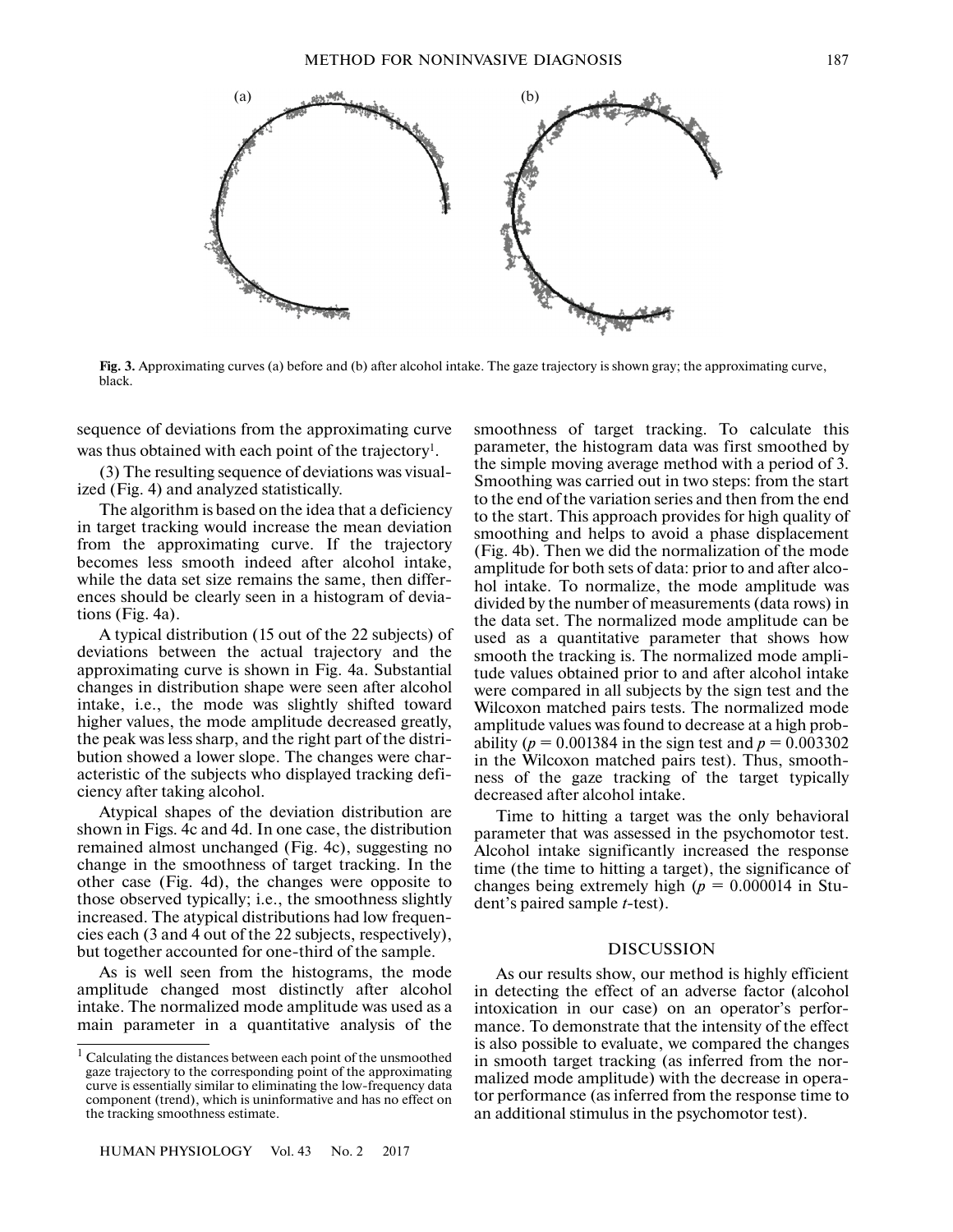(a) (b)

**Fig. 3.** Approximating curves (a) before and (b) after alcohol intake. The gaze trajectory is shown gray; the approximating curve, black.

sequence of deviations from the approximating curve was thus obtained with each point of the trajectory[1].

(3) The resulting sequence of deviations was visualized (Fig. 4) and analyzed statistically.

The algorithm is based on the idea that a deficiency in target tracking would increase the mean deviation from the approximating curve. If the trajectory becomes less smooth indeed after alcohol intake, while the data set size remains the same, then differences should be clearly seen in a histogram of deviations (Fig. 4a).

A typical distribution (15 out of the 22 subjects) of deviations between the actual trajectory and the approximating curve is shown in Fig. 4a. Substantial changes in distribution shape were seen after alcohol intake, i.e., the mode was slightly shifted toward higher values, the mode amplitude decreased greatly, the peak was less sharp, and the right part of the distribution showed a lower slope. The changes were characteristic of the subjects who displayed tracking deficiency after taking alcohol.

Atypical shapes of the deviation distribution are shown in Figs. 4c and 4d. In one case, the distribution remained almost unchanged (Fig. 4c), suggesting no change in the smoothness of target tracking. In the other case (Fig. 4d), the changes were opposite to those observed typically; i.e., the smoothness slightly increased. The atypical distributions had low frequencies each (3 and 4 out of the 22 subjects, respectively), but together accounted for one-third of the sample.

As is well seen from the histograms, the mode amplitude changed most distinctly after alcohol intake. The normalized mode amplitude was used as a main parameter in a quantitative analysis of the smoothness of target tracking. To calculate this parameter, the histogram data was first smoothed by the simple moving average method with a period of 3. Smoothing was carried out in two steps: from the start to the end of the variation series and then from the end to the start. This approach provides for high quality of smoothing and helps to avoid a phase displacement (Fig. 4b). Then we did the normalization of the mode amplitude for both sets of data: prior to and after alcohol intake. To normalize, the mode amplitude was divided by the number of measurements (data rows) in the data set. The normalized mode amplitude can be used as a quantitative parameter that shows how smooth the tracking is. The normalized mode amplitude values obtained prior to and after alcohol intake were compared in all subjects by the sign test and the Wilcoxon matched pairs tests. The normalized mode amplitude values was found to decrease at a high probability ($p = 0.001384$ in the sign test and $p = 0.003302$ in the Wilcoxon matched pairs test). Thus, smoothness of the gaze tracking of the target typically decreased after alcohol intake.

Time to hitting a target was the only behavioral parameter that was assessed in the psychomotor test. Alcohol intake significantly increased the response time (the time to hitting a target), the significance of changes being extremely high ($p = 0.000014$ in Student's paired sample *t*-test).

## DISCUSSION

As our results show, our method is highly efficient in detecting the effect of an adverse factor (alcohol intoxication in our case) on an operator's performance. To demonstrate that the intensity of the effect is also possible to evaluate, we compared the changes in smooth target tracking (as inferred from the normalized mode amplitude) with the decrease in operator performance (as inferred from the response time to an additional stimulus in the psychomotor test).

[1] Calculating the distances between each point of the unsmoothed gaze trajectory to the corresponding point of the approximating curve is essentially similar to eliminating the low-frequency data component (trend), which is uninformative and has no effect on the tracking smoothness estimate.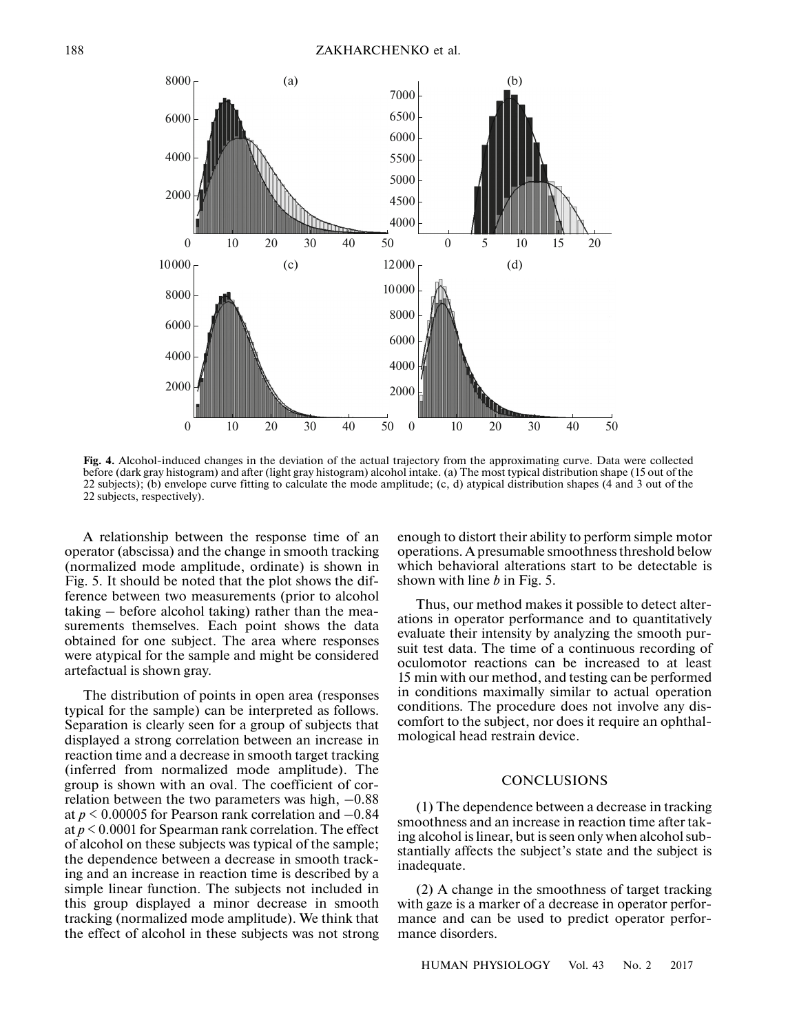**Fig. 4.** Alcohol-induced changes in the deviation of the actual trajectory from the approximating curve. Data were collected before (dark gray histogram) and after (light gray histogram) alcohol intake. (a) The most typical distribution shape (15 out of the 22 subjects); (b) envelope curve fitting to calculate the mode amplitude; (c, d) atypical distribution shapes (4 and 3 out of the 22 subjects, respectively).

A relationship between the response time of an operator (abscissa) and the change in smooth tracking (normalized mode amplitude, ordinate) is shown in Fig. 5. It should be noted that the plot shows the difference between two measurements (prior to alcohol taking – before alcohol taking) rather than the measurements themselves. Each point shows the data obtained for one subject. The area where responses were atypical for the sample and might be considered artefactual is shown gray.

The distribution of points in open area (responses typical for the sample) can be interpreted as follows. Separation is clearly seen for a group of subjects that displayed a strong correlation between an increase in reaction time and a decrease in smooth target tracking (inferred from normalized mode amplitude). The group is shown with an oval. The coefficient of correlation between the two parameters was high, −0.88 at $p < 0.00005$ for Pearson rank correlation and −0.84 at $p < 0.0001$ for Spearman rank correlation. The effect of alcohol on these subjects was typical of the sample; the dependence between a decrease in smooth tracking and an increase in reaction time is described by a simple linear function. The subjects not included in this group displayed a minor decrease in smooth tracking (normalized mode amplitude). We think that the effect of alcohol in these subjects was not strong enough to distort their ability to perform simple motor operations. A presumable smoothness threshold below which behavioral alterations start to be detectable is shown with line *b* in Fig. 5.

Thus, our method makes it possible to detect alterations in operator performance and to quantitatively evaluate their intensity by analyzing the smooth pursuit test data. The time of a continuous recording of oculomotor reactions can be increased to at least 15 min with our method, and testing can be performed in conditions maximally similar to actual operation conditions. The procedure does not involve any discomfort to the subject, nor does it require an ophthalmological head restrain device.

## CONCLUSIONS

(1) The dependence between a decrease in tracking smoothness and an increase in reaction time after taking alcohol is linear, but is seen only when alcohol substantially affects the subject's state and the subject is inadequate.

(2) A change in the smoothness of target tracking with gaze is a marker of a decrease in operator performance and can be used to predict operator performance disorders.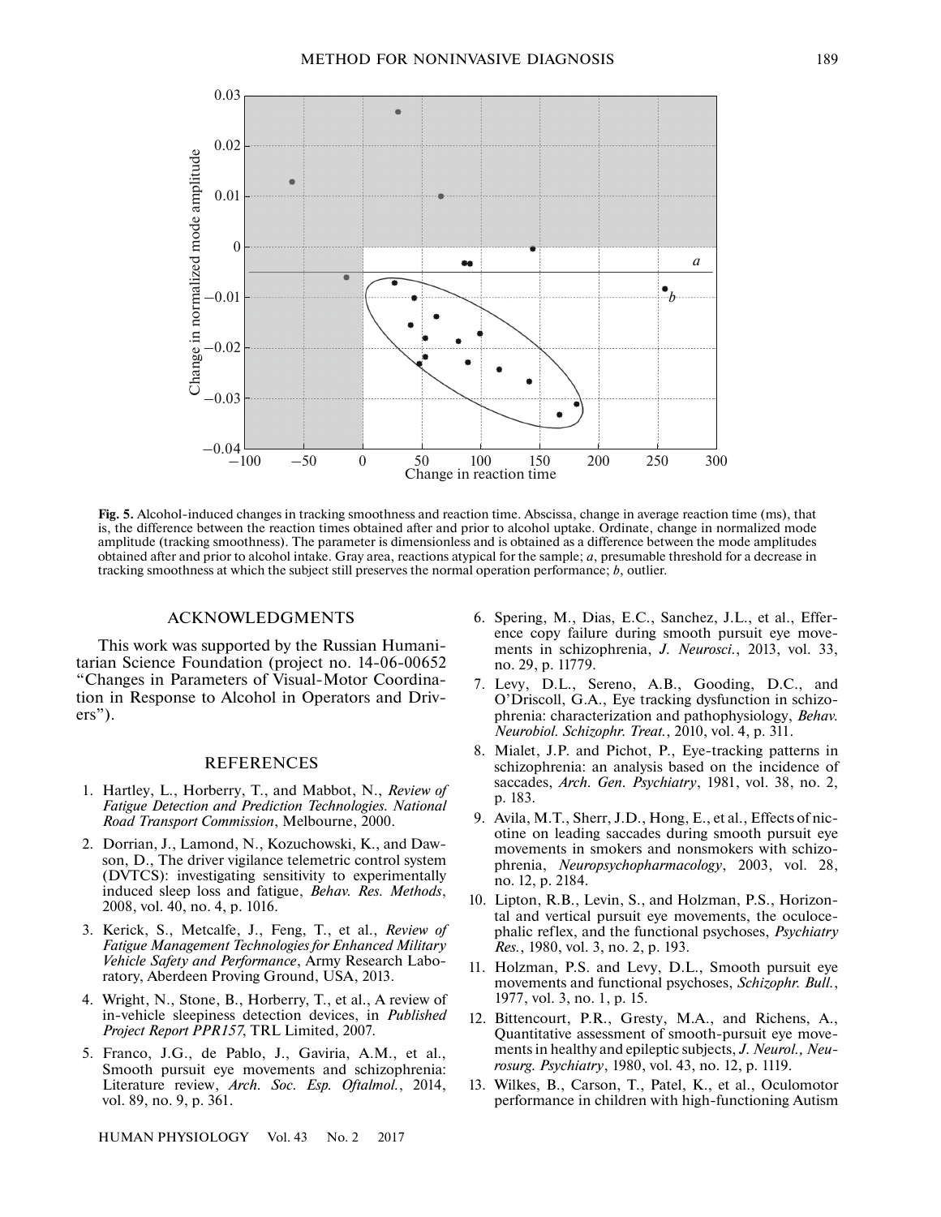**Fig. 5.** Alcohol-induced changes in tracking smoothness and reaction time. Abscissa, change in average reaction time (ms), that is, the difference between the reaction times obtained after and prior to alcohol uptake. Ordinate, change in normalized mode amplitude (tracking smoothness). The parameter is dimensionless and is obtained as a difference between the mode amplitudes obtained after and prior to alcohol intake. Gray area, reactions atypical for the sample; *a*, presumable threshold for a decrease in tracking smoothness at which the subject still preserves the normal operation performance; *b*, outlier.

## ACKNOWLEDGMENTS

This work was supported by the Russian Humanitarian Science Foundation (project no. 14-06-00652 "Changes in Parameters of Visual-Motor Coordination in Response to Alcohol in Operators and Drivers").

## REFERENCES

1. Hartley, L., Horberry, T., and Mabbot, N., *Review of Fatigue Detection and Prediction Technologies. National Road Transport Commission*, Melbourne, 2000.
2. Dorrian, J., Lamond, N., Kozuchowski, K., and Dawson, D., The driver vigilance telemetric control system (DVTCS): investigating sensitivity to experimentally induced sleep loss and fatigue, *Behav. Res. Methods*, 2008, vol. 40, no. 4, p. 1016.
3. Kerick, S., Metcalfe, J., Feng, T., et al., *Review of Fatigue Management Technologies for Enhanced Military Vehicle Safety and Performance*, Army Research Laboratory, Aberdeen Proving Ground, USA, 2013.
4. Wright, N., Stone, B., Horberry, T., et al., A review of in-vehicle sleepiness detection devices, in *Published Project Report PPR157*, TRL Limited, 2007.
5. Franco, J.G., de Pablo, J., Gaviria, A.M., et al., Smooth pursuit eye movements and schizophrenia: Literature review, *Arch. Soc. Esp. Oftalmol.*, 2014, vol. 89, no. 9, p. 361.
6. Spering, M., Dias, E.C., Sanchez, J.L., et al., Efference copy failure during smooth pursuit eye movements in schizophrenia, *J. Neurosci.*, 2013, vol. 33, no. 29, p. 11779.
7. Levy, D.L., Sereno, A.B., Gooding, D.C., and O'Driscoll, G.A., Eye tracking dysfunction in schizophrenia: characterization and pathophysiology, *Behav. Neurobiol. Schizophr. Treat.*, 2010, vol. 4, p. 311.
8. Mialet, J.P. and Pichot, P., Eye-tracking patterns in schizophrenia: an analysis based on the incidence of saccades, *Arch. Gen. Psychiatry*, 1981, vol. 38, no. 2, p. 183.
9. Avila, M.T., Sherr, J.D., Hong, E., et al., Effects of nicotine on leading saccades during smooth pursuit eye movements in smokers and nonsmokers with schizophrenia, *Neuropsychopharmacology*, 2003, vol. 28, no. 12, p. 2184.
10. Lipton, R.B., Levin, S., and Holzman, P.S., Horizontal and vertical pursuit eye movements, the oculocephalic reflex, and the functional psychoses, *Psychiatry Res.*, 1980, vol. 3, no. 2, p. 193.
11. Holzman, P.S. and Levy, D.L., Smooth pursuit eye movements and functional psychoses, *Schizophr. Bull.*, 1977, vol. 3, no. 1, p. 15.
12. Bittencourt, P.R., Gresty, M.A., and Richens, A., Quantitative assessment of smooth-pursuit eye movements in healthy and epileptic subjects, *J. Neurol., Neurosurg. Psychiatry*, 1980, vol. 43, no. 12, p. 1119.
13. Wilkes, B., Carson, T., Patel, K., et al., Oculomotor performance in children with high-functioning Autism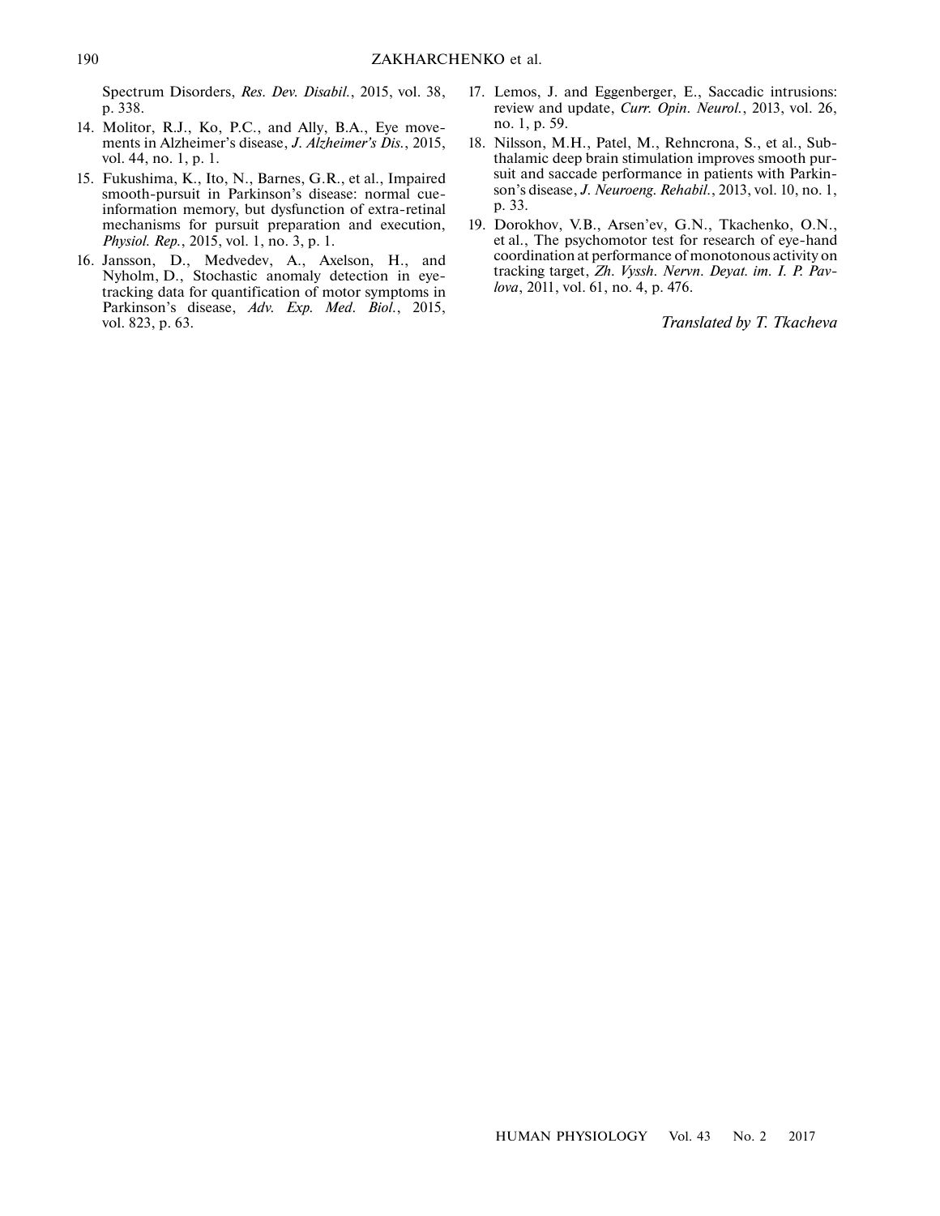Spectrum Disorders, *Res. Dev. Disabil.*, 2015, vol. 38, p. 338.

14. Molitor, R.J., Ko, P.C., and Ally, B.A., Eye movements in Alzheimer's disease, *J. Alzheimer's Dis.*, 2015, vol. 44, no. 1, p. 1.
15. Fukushima, K., Ito, N., Barnes, G.R., et al., Impaired smooth-pursuit in Parkinson's disease: normal cue-information memory, but dysfunction of extra-retinal mechanisms for pursuit preparation and execution, *Physiol. Rep.*, 2015, vol. 1, no. 3, p. 1.
16. Jansson, D., Medvedev, A., Axelson, H., and Nyholm, D., Stochastic anomaly detection in eye-tracking data for quantification of motor symptoms in Parkinson's disease, *Adv. Exp. Med. Biol.*, 2015, vol. 823, p. 63.
17. Lemos, J. and Eggenberger, E., Saccadic intrusions: review and update, *Curr. Opin. Neurol.*, 2013, vol. 26, no. 1, p. 59.
18. Nilsson, M.H., Patel, M., Rehncrona, S., et al., Subthalamic deep brain stimulation improves smooth pursuit and saccade performance in patients with Parkinson's disease, *J. Neuroeng. Rehabil.*, 2013, vol. 10, no. 1, p. 33.
19. Dorokhov, V.B., Arsen'ev, G.N., Tkachenko, O.N., et al., The psychomotor test for research of eye-hand coordination at performance of monotonous activity on tracking target, *Zh. Vyssh. Nervn. Deyat. im. I. P. Pavlova*, 2011, vol. 61, no. 4, p. 476.

*Translated by T. Tkacheva*